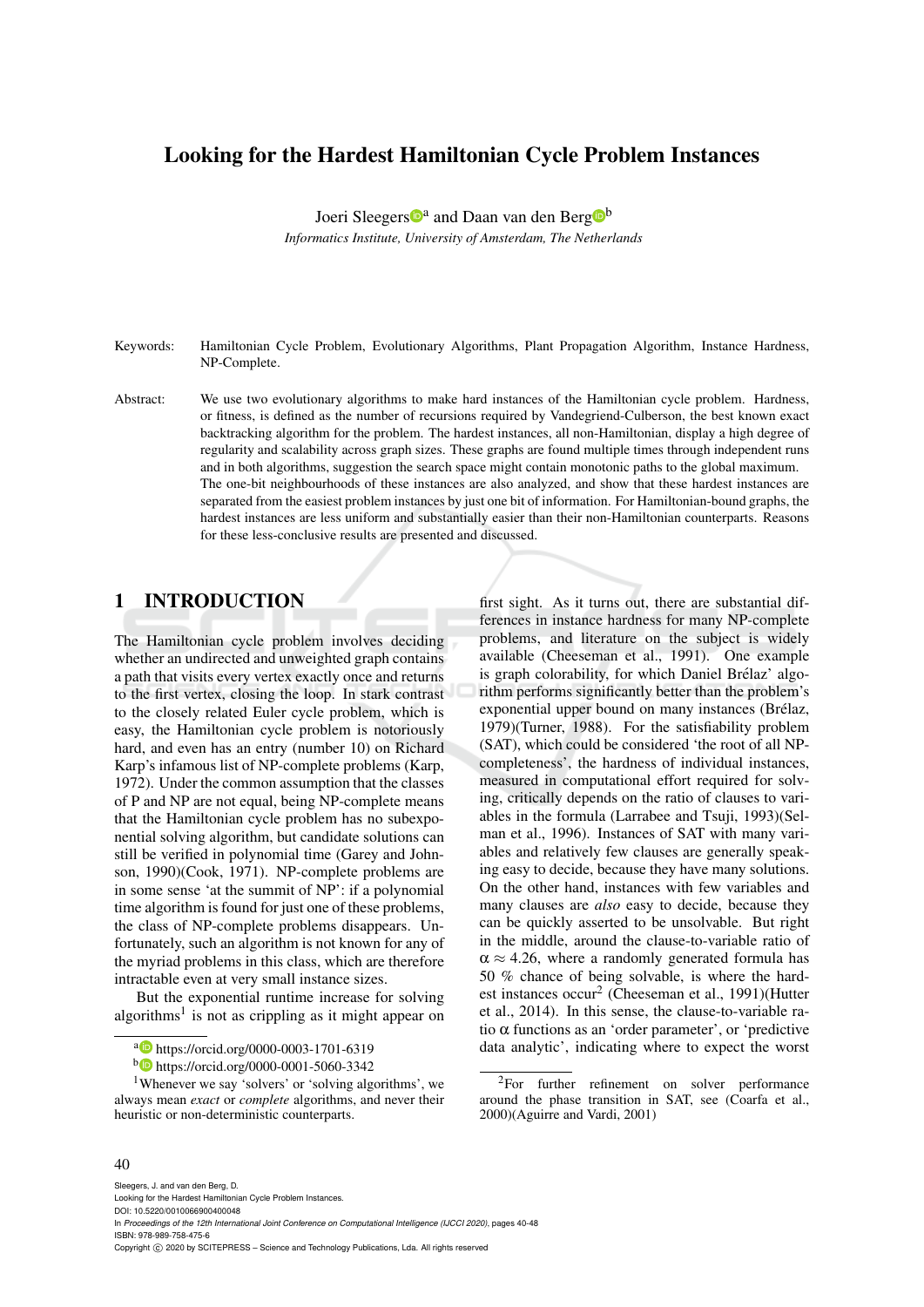# Looking for the Hardest Hamiltonian Cycle Problem Instances

Joeri Sleegers[a] and Daan van den Berg[b]

*Informatics Institute, University of Amsterdam, The Netherlands*

Keywords: Hamiltonian Cycle Problem, Evolutionary Algorithms, Plant Propagation Algorithm, Instance Hardness, NP-Complete.

Abstract: We use two evolutionary algorithms to make hard instances of the Hamiltonian cycle problem. Hardness, or fitness, is defined as the number of recursions required by Vandegriend-Culberson, the best known exact backtracking algorithm for the problem. The hardest instances, all non-Hamiltonian, display a high degree of regularity and scalability across graph sizes. These graphs are found multiple times through independent runs and in both algorithms, suggestion the search space might contain monotonic paths to the global maximum. The one-bit neighbourhoods of these instances are also analyzed, and show that these hardest instances are separated from the easiest problem instances by just one bit of information. For Hamiltonian-bound graphs, the hardest instances are less uniform and substantially easier than their non-Hamiltonian counterparts. Reasons for these less-conclusive results are presented and discussed.

## 1 INTRODUCTION

The Hamiltonian cycle problem involves deciding whether an undirected and unweighted graph contains a path that visits every vertex exactly once and returns to the first vertex, closing the loop. In stark contrast to the closely related Euler cycle problem, which is easy, the Hamiltonian cycle problem is notoriously hard, and even has an entry (number 10) on Richard Karp's infamous list of NP-complete problems (Karp, 1972). Under the common assumption that the classes of P and NP are not equal, being NP-complete means that the Hamiltonian cycle problem has no subexponential solving algorithm, but candidate solutions can still be verified in polynomial time (Garey and Johnson, 1990)(Cook, 1971). NP-complete problems are in some sense 'at the summit of NP': if a polynomial time algorithm is found for just one of these problems, the class of NP-complete problems disappears. Unfortunately, such an algorithm is not known for any of the myriad problems in this class, which are therefore intractable even at very small instance sizes.

But the exponential runtime increase for solving algorithms[1] is not as crippling as it might appear on first sight. As it turns out, there are substantial differences in instance hardness for many NP-complete problems, and literature on the subject is widely available (Cheeseman et al., 1991). One example is graph colorability, for which Daniel Brélaz' algorithm performs significantly better than the problem's exponential upper bound on many instances (Brélaz, 1979)(Turner, 1988). For the satisfiability problem (SAT), which could be considered 'the root of all NP-completeness', the hardness of individual instances, measured in computational effort required for solving, critically depends on the ratio of clauses to variables in the formula (Larrabee and Tsuji, 1993)(Selman et al., 1996). Instances of SAT with many variables and relatively few clauses are generally speaking easy to decide, because they have many solutions. On the other hand, instances with few variables and many clauses are *also* easy to decide, because they can be quickly asserted to be unsolvable. But right in the middle, around the clause-to-variable ratio of $\alpha \approx 4.26$, where a randomly generated formula has 50 % chance of being solvable, is where the hardest instances occur[2] (Cheeseman et al., 1991)(Hutter et al., 2014). In this sense, the clause-to-variable ratio $\alpha$ functions as an 'order parameter', or 'predictive data analytic', indicating where to expect the worst

---

[a] https://orcid.org/0000-0003-1701-6319

[b] https://orcid.org/0000-0001-5060-3342

[1] Whenever we say 'solvers' or 'solving algorithms', we always mean *exact* or *complete* algorithms, and never their heuristic or non-deterministic counterparts.

[2] For further refinement on solver performance around the phase transition in SAT, see (Coarfa et al., 2000)(Aguirre and Vardi, 2001)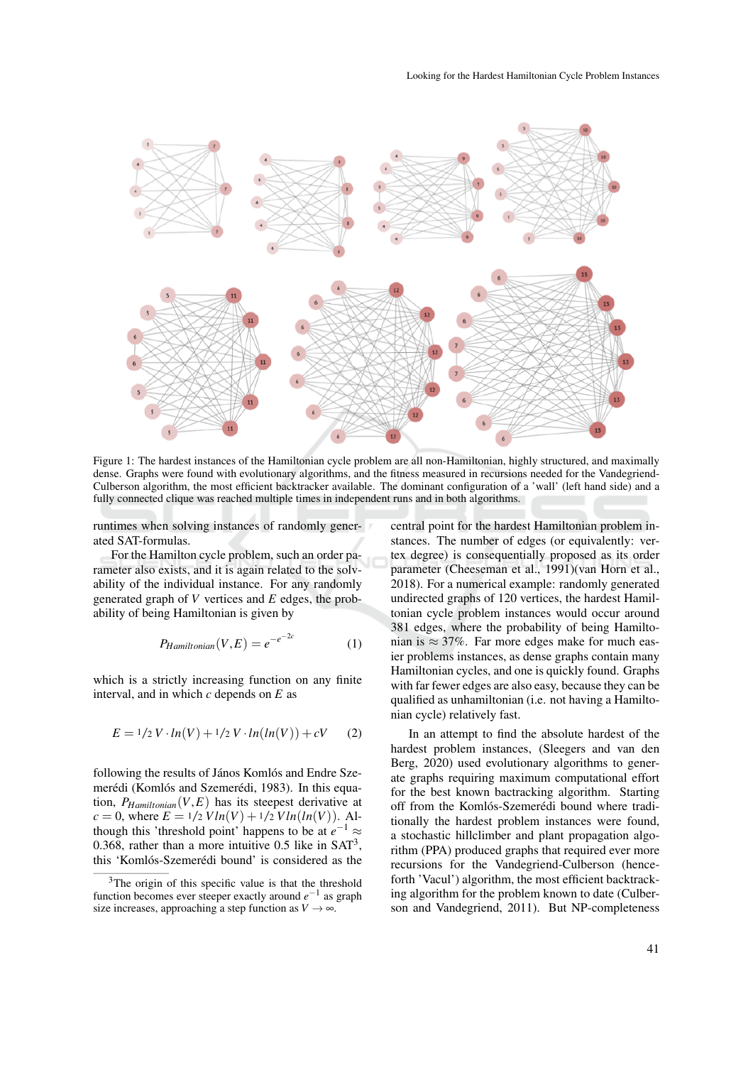Figure 1: The hardest instances of the Hamiltonian cycle problem are all non-Hamiltonian, highly structured, and maximally dense. Graphs were found with evolutionary algorithms, and the fitness measured in recursions needed for the Vandegriend-Culberson algorithm, the most efficient backtracker available. The dominant configuration of a 'wall' (left hand side) and a fully connected clique was reached multiple times in independent runs and in both algorithms.

runtimes when solving instances of randomly generated SAT-formulas.

For the Hamilton cycle problem, such an order parameter also exists, and it is again related to the solvability of the individual instance. For any randomly generated graph of $V$ vertices and $E$ edges, the probability of being Hamiltonian is given by

$$P_{Hamiltonian}(V,E) = e^{-e^{-2c}} \tag{1}$$

which is a strictly increasing function on any finite interval, and in which $c$ depends on $E$ as

$$E = 1/2\, V \cdot ln(V) + 1/2\, V \cdot ln(ln(V)) + cV \tag{2}$$

following the results of János Komlós and Endre Szemerédi (Komlós and Szemerédi, 1983). In this equation, $P_{Hamiltonian}(V,E)$ has its steepest derivative at $c = 0$, where $E = 1/2\, V ln(V) + 1/2\, V ln(ln(V))$. Although this 'threshold point' happens to be at $e^{-1} \approx 0.368$, rather than a more intuitive 0.5 like in SAT[3], this 'Komlós-Szemerédi bound' is considered as the central point for the hardest Hamiltonian problem instances. The number of edges (or equivalently: vertex degree) is consequentially proposed as its order parameter (Cheeseman et al., 1991)(van Horn et al., 2018). For a numerical example: randomly generated undirected graphs of 120 vertices, the hardest Hamiltonian cycle problem instances would occur around 381 edges, where the probability of being Hamiltonian is $\approx 37\%$. Far more edges make for much easier problems instances, as dense graphs contain many Hamiltonian cycles, and one is quickly found. Graphs with far fewer edges are also easy, because they can be qualified as unhamiltonian (i.e. not having a Hamiltonian cycle) relatively fast.

In an attempt to find the absolute hardest of the hardest problem instances, (Sleegers and van den Berg, 2020) used evolutionary algorithms to generate graphs requiring maximum computational effort for the best known bactracking algorithm. Starting off from the Komlós-Szemerédi bound where traditionally the hardest problem instances were found, a stochastic hillclimber and plant propagation algorithm (PPA) produced graphs that required ever more recursions for the Vandegriend-Culberson (henceforth 'Vacul') algorithm, the most efficient backtracking algorithm for the problem known to date (Culberson and Vandegriend, 2011). But NP-completeness

[3] The origin of this specific value is that the threshold function becomes ever steeper exactly around $e^{-1}$ as graph size increases, approaching a step function as $V \to \infty$.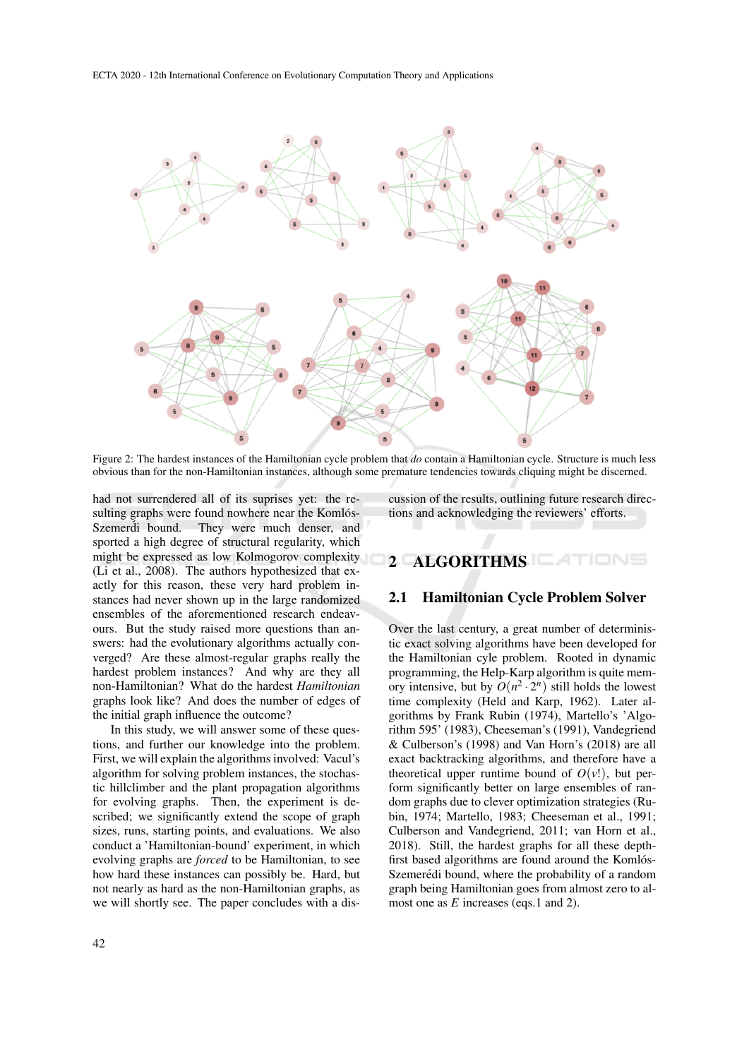Figure 2: The hardest instances of the Hamiltonian cycle problem that *do* contain a Hamiltonian cycle. Structure is much less obvious than for the non-Hamiltonian instances, although some premature tendencies towards cliquing might be discerned.

had not surrendered all of its suprises yet: the resulting graphs were found nowhere near the Komlós-Szemerdi bound. They were much denser, and sported a high degree of structural regularity, which might be expressed as low Kolmogorov complexity (Li et al., 2008). The authors hypothesized that exactly for this reason, these very hard problem instances had never shown up in the large randomized ensembles of the aforementioned research endeavours. But the study raised more questions than answers: had the evolutionary algorithms actually converged? Are these almost-regular graphs really the hardest problem instances? And why are they all non-Hamiltonian? What do the hardest *Hamiltonian* graphs look like? And does the number of edges of the initial graph influence the outcome?

In this study, we will answer some of these questions, and further our knowledge into the problem. First, we will explain the algorithms involved: Vacul's algorithm for solving problem instances, the stochastic hillclimber and the plant propagation algorithms for evolving graphs. Then, the experiment is described; we significantly extend the scope of graph sizes, runs, starting points, and evaluations. We also conduct a 'Hamiltonian-bound' experiment, in which evolving graphs are *forced* to be Hamiltonian, to see how hard these instances can possibly be. Hard, but not nearly as hard as the non-Hamiltonian graphs, as we will shortly see. The paper concludes with a discussion of the results, outlining future research directions and acknowledging the reviewers' efforts.

## 2 ALGORITHMS

### 2.1 Hamiltonian Cycle Problem Solver

Over the last century, a great number of deterministic exact solving algorithms have been developed for the Hamiltonian cyle problem. Rooted in dynamic programming, the Help-Karp algorithm is quite memory intensive, but by $O(n^2 \cdot 2^n)$ still holds the lowest time complexity (Held and Karp, 1962). Later algorithms by Frank Rubin (1974), Martello's 'Algorithm 595' (1983), Cheeseman's (1991), Vandegriend & Culberson's (1998) and Van Horn's (2018) are all exact backtracking algorithms, and therefore have a theoretical upper runtime bound of $O(v!)$, but perform significantly better on large ensembles of random graphs due to clever optimization strategies (Rubin, 1974; Martello, 1983; Cheeseman et al., 1991; Culberson and Vandegriend, 2011; van Horn et al., 2018). Still, the hardest graphs for all these depth-first based algorithms are found around the Komlós-Szemerédi bound, where the probability of a random graph being Hamiltonian goes from almost zero to almost one as $E$ increases (eqs.1 and 2).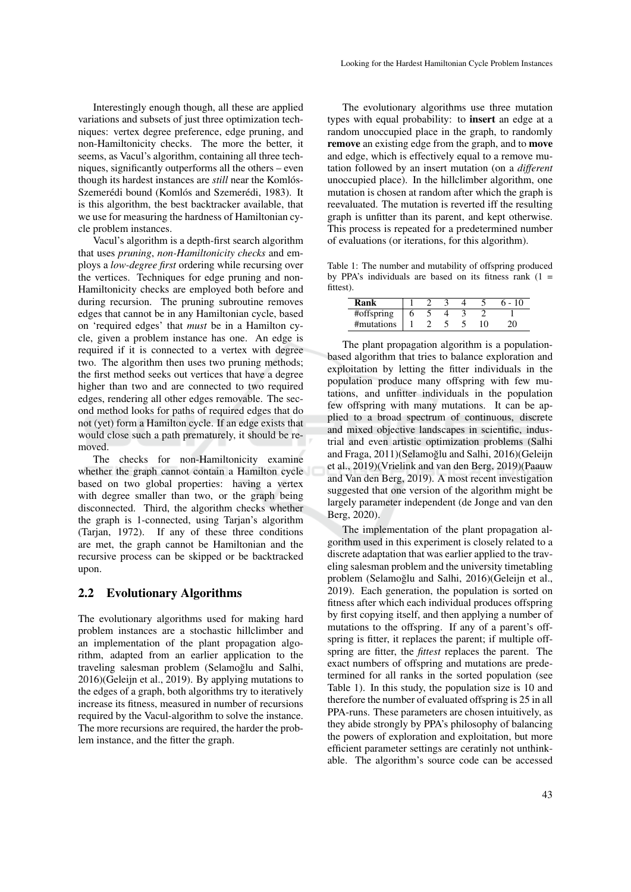Interestingly enough though, all these are applied variations and subsets of just three optimization techniques: vertex degree preference, edge pruning, and non-Hamiltonicity checks. The more the better, it seems, as Vacul's algorithm, containing all three techniques, significantly outperforms all the others – even though its hardest instances are *still* near the Komlós-Szemerédi bound (Komlós and Szemerédi, 1983). It is this algorithm, the best backtracker available, that we use for measuring the hardness of Hamiltonian cycle problem instances.

Vacul's algorithm is a depth-first search algorithm that uses *pruning*, *non-Hamiltonicity checks* and employs a *low-degree first* ordering while recursing over the vertices. Techniques for edge pruning and non-Hamiltonicity checks are employed both before and during recursion. The pruning subroutine removes edges that cannot be in any Hamiltonian cycle, based on 'required edges' that *must* be in a Hamilton cycle, given a problem instance has one. An edge is required if it is connected to a vertex with degree two. The algorithm then uses two pruning methods; the first method seeks out vertices that have a degree higher than two and are connected to two required edges, rendering all other edges removable. The second method looks for paths of required edges that do not (yet) form a Hamilton cycle. If an edge exists that would close such a path prematurely, it should be removed.

The checks for non-Hamiltonicity examine whether the graph cannot contain a Hamilton cycle based on two global properties: having a vertex with degree smaller than two, or the graph being disconnected. Third, the algorithm checks whether the graph is 1-connected, using Tarjan's algorithm (Tarjan, 1972). If any of these three conditions are met, the graph cannot be Hamiltonian and the recursive process can be skipped or be backtracked upon.

## 2.2 Evolutionary Algorithms

The evolutionary algorithms used for making hard problem instances are a stochastic hillclimber and an implementation of the plant propagation algorithm, adapted from an earlier application to the traveling salesman problem (Selamoğlu and Salhi, 2016)(Geleijn et al., 2019). By applying mutations to the edges of a graph, both algorithms try to iteratively increase its fitness, measured in number of recursions required by the Vacul-algorithm to solve the instance. The more recursions are required, the harder the problem instance, and the fitter the graph.

The evolutionary algorithms use three mutation types with equal probability: to **insert** an edge at a random unoccupied place in the graph, to randomly **remove** an existing edge from the graph, and to **move** and edge, which is effectively equal to a remove mutation followed by an insert mutation (on a *different* unoccupied place). In the hillclimber algorithm, one mutation is chosen at random after which the graph is reevaluated. The mutation is reverted iff the resulting graph is unfitter than its parent, and kept otherwise. This process is repeated for a predetermined number of evaluations (or iterations, for this algorithm).

Table 1: The number and mutability of offspring produced by PPA's individuals are based on its fitness rank (1 = fittest).

| **Rank** | 1 | 2 | 3 | 4 | 5 | 6 - 10 |
|---|---|---|---|---|---|---|
| #offspring | 6 | 5 | 4 | 3 | 2 | 1 |
| #mutations | 1 | 2 | 5 | 5 | 10 | 20 |

The plant propagation algorithm is a population-based algorithm that tries to balance exploration and exploitation by letting the fitter individuals in the population produce many offspring with few mutations, and unfitter individuals in the population few offspring with many mutations. It can be applied to a broad spectrum of continuous, discrete and mixed objective landscapes in scientific, industrial and even artistic optimization problems (Salhi and Fraga, 2011)(Selamoğlu and Salhi, 2016)(Geleijn et al., 2019)(Vrielink and van den Berg, 2019)(Paauw and Van den Berg, 2019). A most recent investigation suggested that one version of the algorithm might be largely parameter independent (de Jonge and van den Berg, 2020).

The implementation of the plant propagation algorithm used in this experiment is closely related to a discrete adaptation that was earlier applied to the traveling salesman problem and the university timetabling problem (Selamoğlu and Salhi, 2016)(Geleijn et al., 2019). Each generation, the population is sorted on fitness after which each individual produces offspring by first copying itself, and then applying a number of mutations to the offspring. If any of a parent's offspring is fitter, it replaces the parent; if multiple offspring are fitter, the *fittest* replaces the parent. The exact numbers of offspring and mutations are predetermined for all ranks in the sorted population (see Table 1). In this study, the population size is 10 and therefore the number of evaluated offspring is 25 in all PPA-runs. These parameters are chosen intuitively, as they abide strongly by PPA's philosophy of balancing the powers of exploration and exploitation, but more efficient parameter settings are ceratinly not unthinkable. The algorithm's source code can be accessed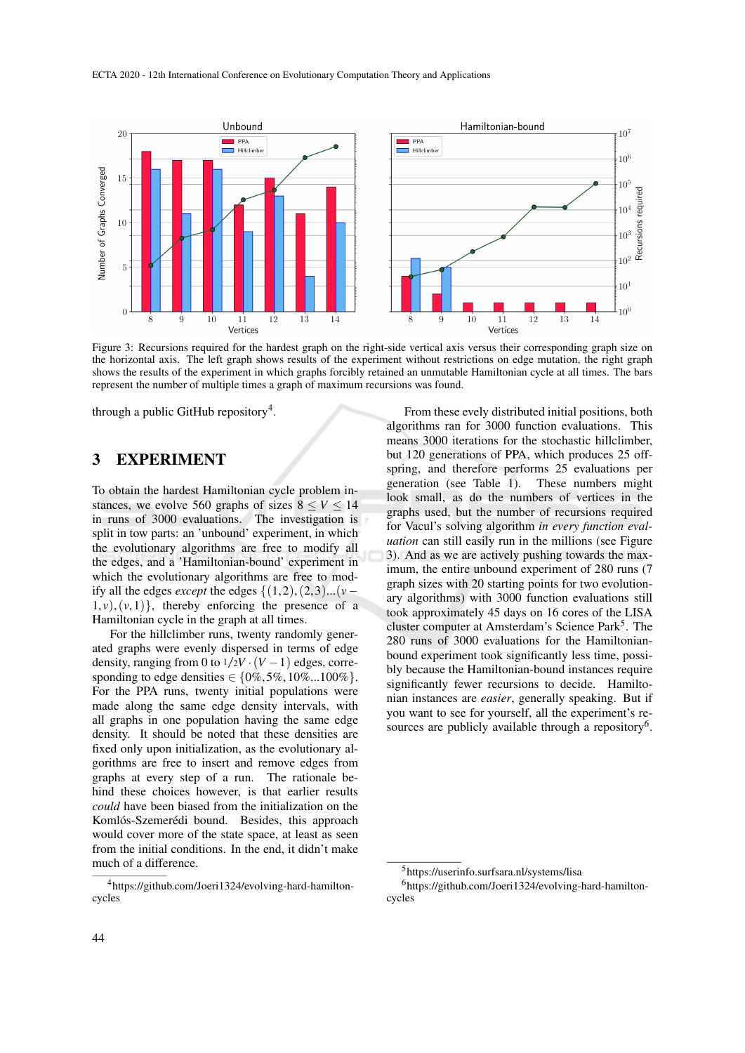Figure 3: Recursions required for the hardest graph on the right-side vertical axis versus their corresponding graph size on the horizontal axis. The left graph shows results of the experiment without restrictions on edge mutation, the right graph shows the results of the experiment in which graphs forcibly retained an unmutable Hamiltonian cycle at all times. The bars represent the number of multiple times a graph of maximum recursions was found.

through a public GitHub repository[4].

## 3 EXPERIMENT

To obtain the hardest Hamiltonian cycle problem instances, we evolve 560 graphs of sizes $8 \leq V \leq 14$ in runs of 3000 evaluations. The investigation is split in tow parts: an 'unbound' experiment, in which the evolutionary algorithms are free to modify all the edges, and a 'Hamiltonian-bound' experiment in which the evolutionary algorithms are free to modify all the edges *except* the edges $\{(1,2),(2,3)...(v-1,v),(v,1)\}$, thereby enforcing the presence of a Hamiltonian cycle in the graph at all times.

For the hillclimber runs, twenty randomly generated graphs were evenly dispersed in terms of edge density, ranging from 0 to $1/2V \cdot (V-1)$ edges, corresponding to edge densities $\in \{0\%, 5\%, 10\%...100\%\}$. For the PPA runs, twenty initial populations were made along the same edge density intervals, with all graphs in one population having the same edge density. It should be noted that these densities are fixed only upon initialization, as the evolutionary algorithms are free to insert and remove edges from graphs at every step of a run. The rationale behind these choices however, is that earlier results *could* have been biased from the initialization on the Komlós-Szemerédi bound. Besides, this approach would cover more of the state space, at least as seen from the initial conditions. In the end, it didn't make much of a difference.

From these evely distributed initial positions, both algorithms ran for 3000 function evaluations. This means 3000 iterations for the stochastic hillclimber, but 120 generations of PPA, which produces 25 offspring, and therefore performs 25 evaluations per generation (see Table 1). These numbers might look small, as do the numbers of vertices in the graphs used, but the number of recursions required for Vacul's solving algorithm *in every function evaluation* can still easily run in the millions (see Figure 3). And as we are actively pushing towards the maximum, the entire unbound experiment of 280 runs (7 graph sizes with 20 starting points for two evolutionary algorithms) with 3000 function evaluations still took approximately 45 days on 16 cores of the LISA cluster computer at Amsterdam's Science Park[5]. The 280 runs of 3000 evaluations for the Hamiltonian-bound experiment took significantly less time, possibly because the Hamiltonian-bound instances require significantly fewer recursions to decide. Hamiltonian instances are *easier*, generally speaking. But if you want to see for yourself, all the experiment's resources are publicly available through a repository[6].

[4] https://github.com/Joeri1324/evolving-hard-hamilton-cycles

[5] https://userinfo.surfsara.nl/systems/lisa

[6] https://github.com/Joeri1324/evolving-hard-hamilton-cycles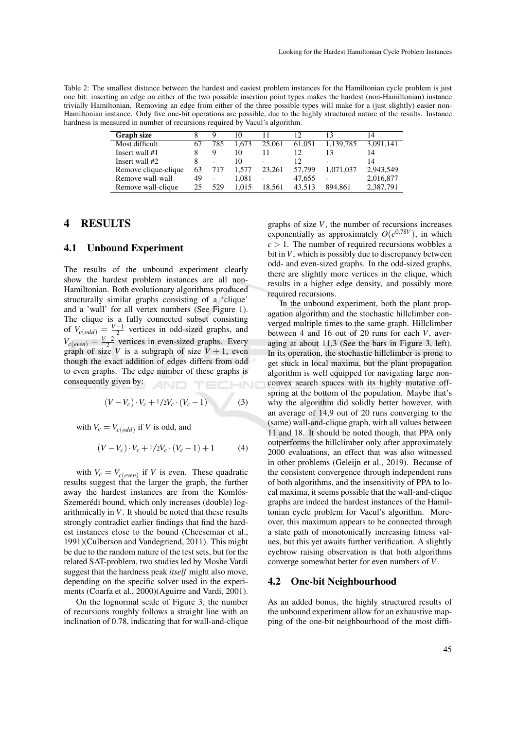Table 2: The smallest distance between the hardest and easiest problem instances for the Hamiltonian cycle problem is just one bit: inserting an edge on either of the two possible insertion point types makes the hardest (non-Hamiltonian) instance trivially Hamiltonian. Removing an edge from either of the three possible types will make for a (just slightly) easier non-Hamiltonian instance. Only five one-bit operations are possible, due to the highly structured nature of the results. Instance hardness is measured in number of recursions required by Vacul's algorithm.

| Graph size | 8 | 9 | 10 | 11 | 12 | 13 | 14 |
|---|---|---|---|---|---|---|---|
| Most difficult | 67 | 785 | 1,673 | 25,061 | 61,051 | 1,139,785 | 3,091,141 |
| Insert wall #1 | 8 | 9 | 10 | 11 | 12 | 13 | 14 |
| Insert wall #2 | 8 | - | 10 | - | 12 | - | 14 |
| Remove clique-clique | 63 | 717 | 1,577 | 23,261 | 57,799 | 1,071,037 | 2,943,549 |
| Remove wall-wall | 49 | - | 1,081 | - | 47,655 | - | 2,016,877 |
| Remove wall-clique | 25 | 529 | 1,015 | 18,561 | 43,513 | 894,861 | 2,387,791 |

# 4 RESULTS

## 4.1 Unbound Experiment

The results of the unbound experiment clearly show the hardest problem instances are all non-Hamiltonian. Both evolutionary algorithms produced structurally similar graphs consisting of a 'clique' and a 'wall' for all vertex numbers (See Figure 1). The clique is a fully connected subset consisting of $V_{c(odd)} = \frac{V-1}{2}$ vertices in odd-sized graphs, and $V_{c(even)} = \frac{V-2}{2}$ vertices in even-sized graphs. Every graph of size $V$ is a subgraph of size $V+1$, even though the exact addition of edges differs from odd to even graphs. The edge number of these graphs is consequently given by:

$$(V - V_c) \cdot V_c + 1/2 V_c \cdot (V_c - 1) \tag{3}$$

with $V_c = V_{c(odd)}$ if $V$ is odd, and

$$(V - V_c) \cdot V_c + 1/2 V_c \cdot (V_c - 1) + 1 \tag{4}$$

with $V_c = V_{c(even)}$ if $V$ is even. These quadratic results suggest that the larger the graph, the further away the hardest instances are from the Komlós-Szemerédi bound, which only increases (double) logarithmically in $V$. It should be noted that these results strongly contradict earlier findings that find the hardest instances close to the bound (Cheeseman et al., 1991)(Culberson and Vandegriend, 2011). This might be due to the random nature of the test sets, but for the related SAT-problem, two studies led by Moshe Vardi suggest that the hardness peak *itself* might also move, depending on the specific solver used in the experiments (Coarfa et al., 2000)(Aguirre and Vardi, 2001).

On the lognormal scale of Figure 3, the number of recursions roughly follows a straight line with an inclination of 0.78, indicating that for wall-and-clique graphs of size $V$, the number of recursions increases exponentially as approximately $O(c^{0.78V})$, in which $c > 1$. The number of required recursions wobbles a bit in $V$, which is possibly due to discrepancy between odd- and even-sized graphs. In the odd-sized graphs, there are slightly more vertices in the clique, which results in a higher edge density, and possibly more required recursions.

In the unbound experiment, both the plant propagation algorithm and the stochastic hillclimber converged multiple times to the same graph. Hillclimber between 4 and 16 out of 20 runs for each $V$, averaging at about 11,3 (See the bars in Figure 3, left). In its operation, the stochastic hillclimber is prone to get stuck in local maxima, but the plant propagation algorithm is well equipped for navigating large non-convex search spaces with its highly mutative offspring at the bottom of the population. Maybe that's why the algorithm did solidly better however, with an average of 14,9 out of 20 runs converging to the (same) wall-and-clique graph, with all values between 11 and 18. It should be noted though, that PPA only outperforms the hillclimber only after approximately 2000 evaluations, an effect that was also witnessed in other problems (Geleijn et al., 2019). Because of the consistent convergence through independent runs of both algorithms, and the insensitivity of PPA to local maxima, it seems possible that the wall-and-clique graphs are indeed the hardest instances of the Hamiltonian cycle problem for Vacul's algorithm. Moreover, this maximum appears to be connected through a state path of monotonically increasing fitness values, but this yet awaits further verification. A slightly eyebrow raising observation is that both algorithms converge somewhat better for even numbers of $V$.

## 4.2 One-bit Neighbourhood

As an added bonus, the highly structured results of the unbound experiment allow for an exhaustive mapping of the one-bit neighbourhood of the most diffi-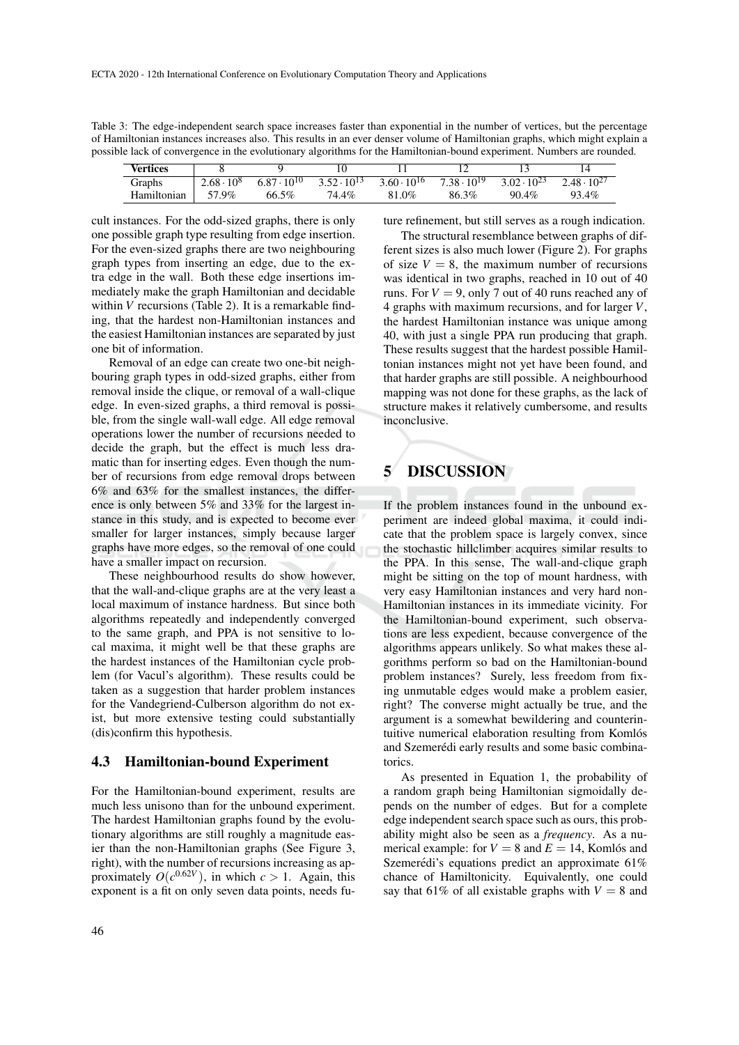Table 3: The edge-independent search space increases faster than exponential in the number of vertices, but the percentage of Hamiltonian instances increases also. This results in an ever denser volume of Hamiltonian graphs, which might explain a possible lack of convergence in the evolutionary algorithms for the Hamiltonian-bound experiment. Numbers are rounded.

| Vertices | 8 | 9 | 10 | 11 | 12 | 13 | 14 |
|---|---|---|---|---|---|---|---|
| Graphs | $2.68 \cdot 10^8$ | $6.87 \cdot 10^{10}$ | $3.52 \cdot 10^{13}$ | $3.60 \cdot 10^{16}$ | $7.38 \cdot 10^{19}$ | $3.02 \cdot 10^{23}$ | $2.48 \cdot 10^{27}$ |
| Hamiltonian | 57.9% | 66.5% | 74.4% | 81.0% | 86.3% | 90.4% | 93.4% |

cult instances. For the odd-sized graphs, there is only one possible graph type resulting from edge insertion. For the even-sized graphs there are two neighbouring graph types from inserting an edge, due to the extra edge in the wall. Both these edge insertions immediately make the graph Hamiltonian and decidable within $V$ recursions (Table 2). It is a remarkable finding, that the hardest non-Hamiltonian instances and the easiest Hamiltonian instances are separated by just one bit of information.

Removal of an edge can create two one-bit neighbouring graph types in odd-sized graphs, either from removal inside the clique, or removal of a wall-clique edge. In even-sized graphs, a third removal is possible, from the single wall-wall edge. All edge removal operations lower the number of recursions needed to decide the graph, but the effect is much less dramatic than for inserting edges. Even though the number of recursions from edge removal drops between 6% and 63% for the smallest instances, the difference is only between 5% and 33% for the largest instance in this study, and is expected to become ever smaller for larger instances, simply because larger graphs have more edges, so the removal of one could have a smaller impact on recursion.

These neighbourhood results do show however, that the wall-and-clique graphs are at the very least a local maximum of instance hardness. But since both algorithms repeatedly and independently converged to the same graph, and PPA is not sensitive to local maxima, it might well be that these graphs are the hardest instances of the Hamiltonian cycle problem (for Vacul's algorithm). These results could be taken as a suggestion that harder problem instances for the Vandegriend-Culberson algorithm do not exist, but more extensive testing could substantially (dis)confirm this hypothesis.

### 4.3 Hamiltonian-bound Experiment

For the Hamiltonian-bound experiment, results are much less unisono than for the unbound experiment. The hardest Hamiltonian graphs found by the evolutionary algorithms are still roughly a magnitude easier than the non-Hamiltonian graphs (See Figure 3, right), with the number of recursions increasing as approximately $O(c^{0.62V})$, in which $c > 1$. Again, this exponent is a fit on only seven data points, needs future refinement, but still serves as a rough indication.

The structural resemblance between graphs of different sizes is also much lower (Figure 2). For graphs of size $V = 8$, the maximum number of recursions was identical in two graphs, reached in 10 out of 40 runs. For $V = 9$, only 7 out of 40 runs reached any of 4 graphs with maximum recursions, and for larger $V$, the hardest Hamiltonian instance was unique among 40, with just a single PPA run producing that graph. These results suggest that the hardest possible Hamiltonian instances might not yet have been found, and that harder graphs are still possible. A neighbourhood mapping was not done for these graphs, as the lack of structure makes it relatively cumbersome, and results inconclusive.

## 5 DISCUSSION

If the problem instances found in the unbound experiment are indeed global maxima, it could indicate that the problem space is largely convex, since the stochastic hillclimber acquires similar results to the PPA. In this sense, The wall-and-clique graph might be sitting on the top of mount hardness, with very easy Hamiltonian instances and very hard non-Hamiltonian instances in its immediate vicinity. For the Hamiltonian-bound experiment, such observations are less expedient, because convergence of the algorithms appears unlikely. So what makes these algorithms perform so bad on the Hamiltonian-bound problem instances? Surely, less freedom from fixing unmutable edges would make a problem easier, right? The converse might actually be true, and the argument is a somewhat bewildering and counterintuitive numerical elaboration resulting from Komlós and Szemerédi early results and some basic combinatorics.

As presented in Equation 1, the probability of a random graph being Hamiltonian sigmoidally depends on the number of edges. But for a complete edge independent search space such as ours, this probability might also be seen as a *frequency*. As a numerical example: for $V = 8$ and $E = 14$, Komlós and Szemerédi's equations predict an approximate 61% chance of Hamiltonicity. Equivalently, one could say that 61% of all existable graphs with $V = 8$ and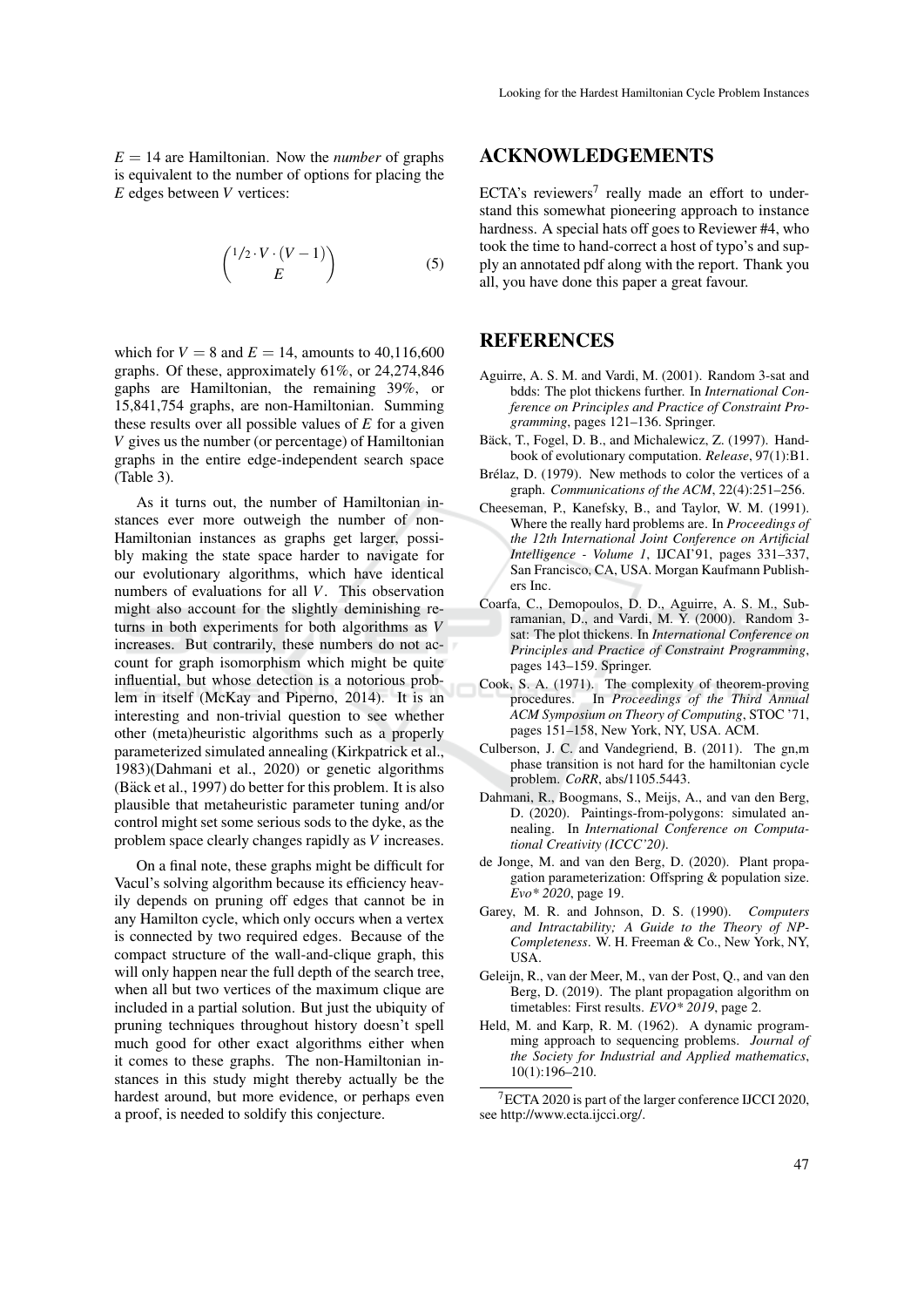$E = 14$ are Hamiltonian. Now the *number* of graphs is equivalent to the number of options for placing the $E$ edges between $V$ vertices:

$$\binom{1/2 \cdot V \cdot (V-1)}{E} \quad (5)$$

which for $V = 8$ and $E = 14$, amounts to 40,116,600 graphs. Of these, approximately 61%, or 24,274,846 gaphs are Hamiltonian, the remaining 39%, or 15,841,754 graphs, are non-Hamiltonian. Summing these results over all possible values of $E$ for a given $V$ gives us the number (or percentage) of Hamiltonian graphs in the entire edge-independent search space (Table 3).

As it turns out, the number of Hamiltonian instances ever more outweigh the number of non-Hamiltonian instances as graphs get larger, possibly making the state space harder to navigate for our evolutionary algorithms, which have identical numbers of evaluations for all $V$. This observation might also account for the slightly deminishing returns in both experiments for both algorithms as $V$ increases. But contrarily, these numbers do not account for graph isomorphism which might be quite influential, but whose detection is a notorious problem in itself (McKay and Piperno, 2014). It is an interesting and non-trivial question to see whether other (meta)heuristic algorithms such as a properly parameterized simulated annealing (Kirkpatrick et al., 1983)(Dahmani et al., 2020) or genetic algorithms (Bäck et al., 1997) do better for this problem. It is also plausible that metaheuristic parameter tuning and/or control might set some serious sods to the dyke, as the problem space clearly changes rapidly as $V$ increases.

On a final note, these graphs might be difficult for Vacul's solving algorithm because its efficiency heavily depends on pruning off edges that cannot be in any Hamilton cycle, which only occurs when a vertex is connected by two required edges. Because of the compact structure of the wall-and-clique graph, this will only happen near the full depth of the search tree, when all but two vertices of the maximum clique are included in a partial solution. But just the ubiquity of pruning techniques throughout history doesn't spell much good for other exact algorithms either when it comes to these graphs. The non-Hamiltonian instances in this study might thereby actually be the hardest around, but more evidence, or perhaps even a proof, is needed to soldify this conjecture.

## ACKNOWLEDGEMENTS

ECTA's reviewers[7] really made an effort to understand this somewhat pioneering approach to instance hardness. A special hats off goes to Reviewer #4, who took the time to hand-correct a host of typo's and supply an annotated pdf along with the report. Thank you all, you have done this paper a great favour.

## REFERENCES

Aguirre, A. S. M. and Vardi, M. (2001). Random 3-sat and bdds: The plot thickens further. In *International Conference on Principles and Practice of Constraint Programming*, pages 121–136. Springer.

Bäck, T., Fogel, D. B., and Michalewicz, Z. (1997). Handbook of evolutionary computation. *Release*, 97(1):B1.

Brélaz, D. (1979). New methods to color the vertices of a graph. *Communications of the ACM*, 22(4):251–256.

Cheeseman, P., Kanefsky, B., and Taylor, W. M. (1991). Where the really hard problems are. In *Proceedings of the 12th International Joint Conference on Artificial Intelligence - Volume 1*, IJCAI'91, pages 331–337, San Francisco, CA, USA. Morgan Kaufmann Publishers Inc.

Coarfa, C., Demopoulos, D. D., Aguirre, A. S. M., Subramanian, D., and Vardi, M. Y. (2000). Random 3-sat: The plot thickens. In *International Conference on Principles and Practice of Constraint Programming*, pages 143–159. Springer.

Cook, S. A. (1971). The complexity of theorem-proving procedures. In *Proceedings of the Third Annual ACM Symposium on Theory of Computing*, STOC '71, pages 151–158, New York, NY, USA. ACM.

Culberson, J. C. and Vandegriend, B. (2011). The gn,m phase transition is not hard for the hamiltonian cycle problem. *CoRR*, abs/1105.5443.

Dahmani, R., Boogmans, S., Meijs, A., and van den Berg, D. (2020). Paintings-from-polygons: simulated annealing. In *International Conference on Computational Creativity (ICCC'20)*.

de Jonge, M. and van den Berg, D. (2020). Plant propagation parameterization: Offspring & population size. *Evo* 2020*, page 19.

Garey, M. R. and Johnson, D. S. (1990). *Computers and Intractability; A Guide to the Theory of NP-Completeness*. W. H. Freeman & Co., New York, NY, USA.

Geleijn, R., van der Meer, M., van der Post, Q., and van den Berg, D. (2019). The plant propagation algorithm on timetables: First results. *EVO* 2019*, page 2.

Held, M. and Karp, R. M. (1962). A dynamic programming approach to sequencing problems. *Journal of the Society for Industrial and Applied mathematics*, 10(1):196–210.

[7] ECTA 2020 is part of the larger conference IJCCI 2020, see http://www.ecta.ijcci.org/.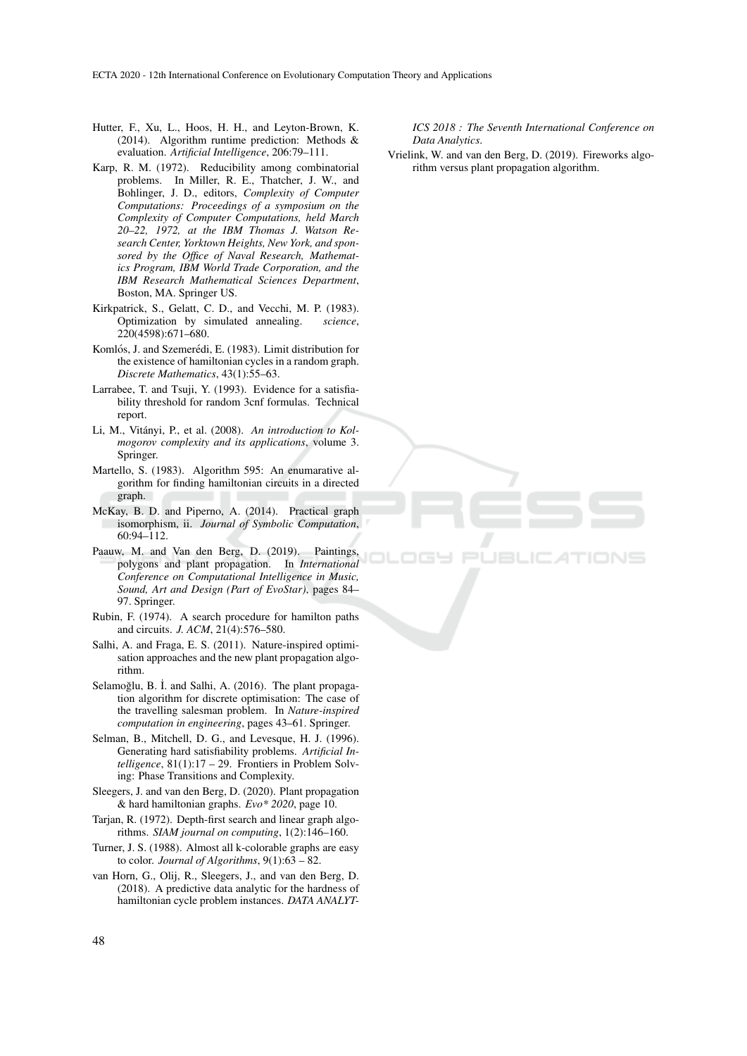Hutter, F., Xu, L., Hoos, H. H., and Leyton-Brown, K. (2014). Algorithm runtime prediction: Methods & evaluation. *Artificial Intelligence*, 206:79–111.

Karp, R. M. (1972). Reducibility among combinatorial problems. In Miller, R. E., Thatcher, J. W., and Bohlinger, J. D., editors, *Complexity of Computer Computations: Proceedings of a symposium on the Complexity of Computer Computations, held March 20–22, 1972, at the IBM Thomas J. Watson Research Center, Yorktown Heights, New York, and sponsored by the Office of Naval Research, Mathematics Program, IBM World Trade Corporation, and the IBM Research Mathematical Sciences Department*, Boston, MA. Springer US.

Kirkpatrick, S., Gelatt, C. D., and Vecchi, M. P. (1983). Optimization by simulated annealing. *science*, 220(4598):671–680.

Komlós, J. and Szemerédi, E. (1983). Limit distribution for the existence of hamiltonian cycles in a random graph. *Discrete Mathematics*, 43(1):55–63.

Larrabee, T. and Tsuji, Y. (1993). Evidence for a satisfiability threshold for random 3cnf formulas. Technical report.

Li, M., Vitányi, P., et al. (2008). *An introduction to Kolmogorov complexity and its applications*, volume 3. Springer.

Martello, S. (1983). Algorithm 595: An enumarative algorithm for finding hamiltonian circuits in a directed graph.

McKay, B. D. and Piperno, A. (2014). Practical graph isomorphism, ii. *Journal of Symbolic Computation*, 60:94–112.

Paauw, M. and Van den Berg, D. (2019). Paintings, polygons and plant propagation. In *International Conference on Computational Intelligence in Music, Sound, Art and Design (Part of EvoStar)*, pages 84–97. Springer.

Rubin, F. (1974). A search procedure for hamilton paths and circuits. *J. ACM*, 21(4):576–580.

Salhi, A. and Fraga, E. S. (2011). Nature-inspired optimisation approaches and the new plant propagation algorithm.

Selamoğlu, B. İ. and Salhi, A. (2016). The plant propagation algorithm for discrete optimisation: The case of the travelling salesman problem. In *Nature-inspired computation in engineering*, pages 43–61. Springer.

Selman, B., Mitchell, D. G., and Levesque, H. J. (1996). Generating hard satisfiability problems. *Artificial Intelligence*, 81(1):17 – 29. Frontiers in Problem Solving: Phase Transitions and Complexity.

Sleegers, J. and van den Berg, D. (2020). Plant propagation & hard hamiltonian graphs. *Evo* 2020*, page 10.

Tarjan, R. (1972). Depth-first search and linear graph algorithms. *SIAM journal on computing*, 1(2):146–160.

Turner, J. S. (1988). Almost all k-colorable graphs are easy to color. *Journal of Algorithms*, 9(1):63 – 82.

van Horn, G., Olij, R., Sleegers, J., and van den Berg, D. (2018). A predictive data analytic for the hardness of hamiltonian cycle problem instances. *DATA ANALYTICS 2018 : The Seventh International Conference on Data Analytics*.

Vrielink, W. and van den Berg, D. (2019). Fireworks algorithm versus plant propagation algorithm.